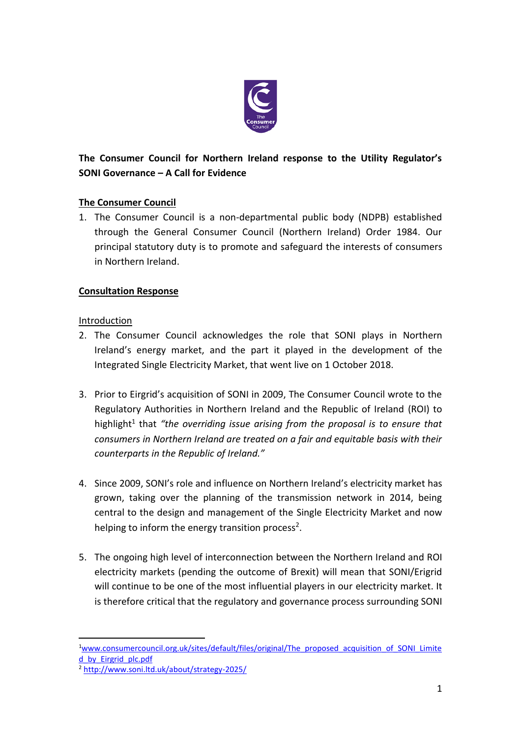**The Consumer Council for Northern Ireland response to the Utility Regulator's SONI Governance – A Call for Evidence**

**The Consumer Council**

1. The Consumer Council is a non-departmental public body (NDPB) established through the General Consumer Council (Northern Ireland) Order 1984. Our principal statutory duty is to promote and safeguard the interests of consumers in Northern Ireland.

**Consultation Response**

Introduction

2. The Consumer Council acknowledges the role that SONI plays in Northern Ireland's energy market, and the part it played in the development of the Integrated Single Electricity Market, that went live on 1 October 2018.

3. Prior to Eirgrid's acquisition of SONI in 2009, The Consumer Council wrote to the Regulatory Authorities in Northern Ireland and the Republic of Ireland (ROI) to highlight[1] that *"the overriding issue arising from the proposal is to ensure that consumers in Northern Ireland are treated on a fair and equitable basis with their counterparts in the Republic of Ireland."*

4. Since 2009, SONI's role and influence on Northern Ireland's electricity market has grown, taking over the planning of the transmission network in 2014, being central to the design and management of the Single Electricity Market and now helping to inform the energy transition process[2].

5. The ongoing high level of interconnection between the Northern Ireland and ROI electricity markets (pending the outcome of Brexit) will mean that SONI/Erigrid will continue to be one of the most influential players in our electricity market. It is therefore critical that the regulatory and governance process surrounding SONI

---

[1] www.consumercouncil.org.uk/sites/default/files/original/The_proposed_acquisition_of_SONI_Limited_by_Eirgrid_plc.pdf

[2] http://www.soni.ltd.uk/about/strategy-2025/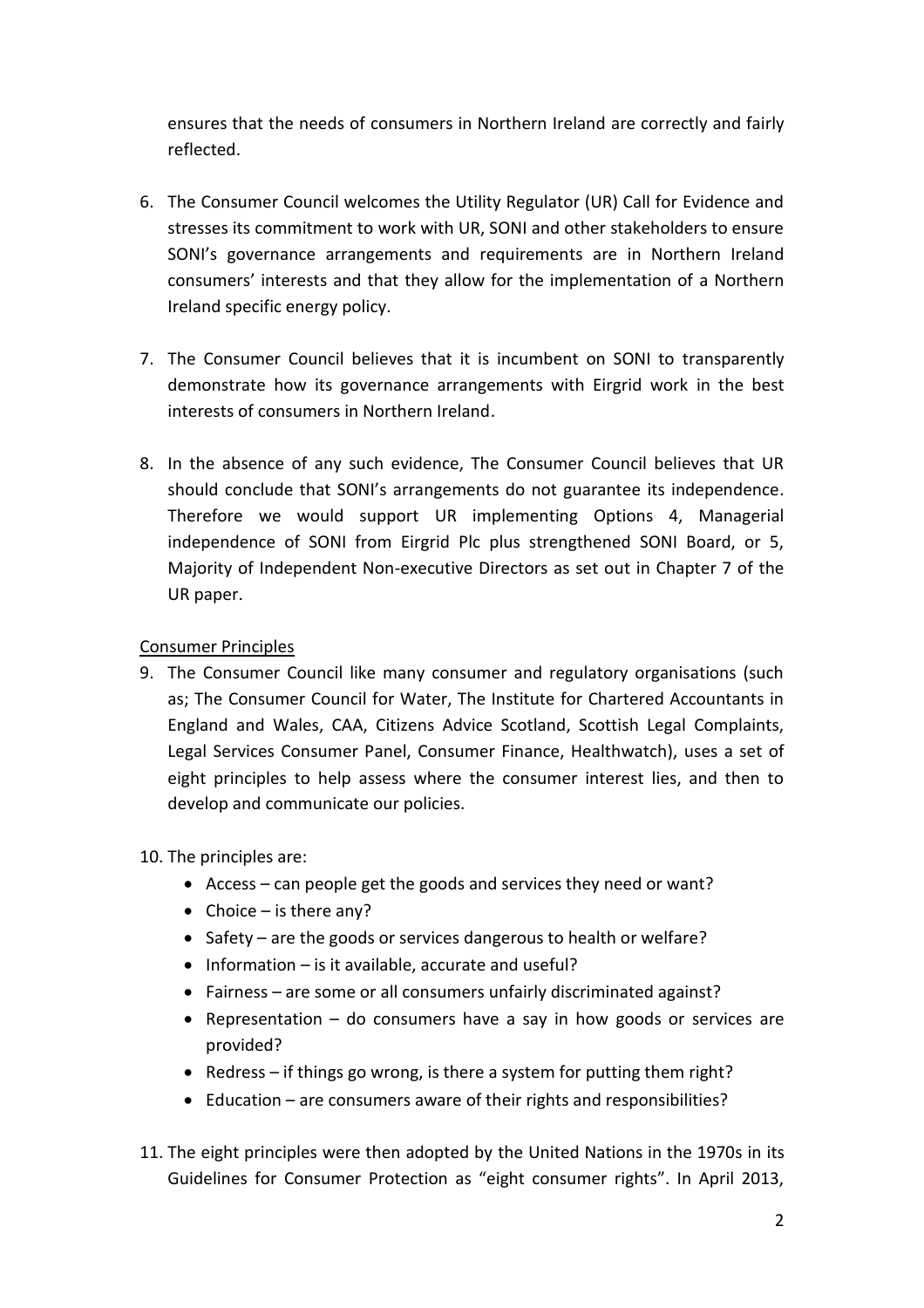ensures that the needs of consumers in Northern Ireland are correctly and fairly reflected.

6. The Consumer Council welcomes the Utility Regulator (UR) Call for Evidence and stresses its commitment to work with UR, SONI and other stakeholders to ensure SONI's governance arrangements and requirements are in Northern Ireland consumers' interests and that they allow for the implementation of a Northern Ireland specific energy policy.

7. The Consumer Council believes that it is incumbent on SONI to transparently demonstrate how its governance arrangements with Eirgrid work in the best interests of consumers in Northern Ireland.

8. In the absence of any such evidence, The Consumer Council believes that UR should conclude that SONI's arrangements do not guarantee its independence. Therefore we would support UR implementing Options 4, Managerial independence of SONI from Eirgrid Plc plus strengthened SONI Board, or 5, Majority of Independent Non-executive Directors as set out in Chapter 7 of the UR paper.

<u>Consumer Principles</u>

9. The Consumer Council like many consumer and regulatory organisations (such as; The Consumer Council for Water, The Institute for Chartered Accountants in England and Wales, CAA, Citizens Advice Scotland, Scottish Legal Complaints, Legal Services Consumer Panel, Consumer Finance, Healthwatch), uses a set of eight principles to help assess where the consumer interest lies, and then to develop and communicate our policies.

10. The principles are:
    - Access – can people get the goods and services they need or want?
    - Choice – is there any?
    - Safety – are the goods or services dangerous to health or welfare?
    - Information – is it available, accurate and useful?
    - Fairness – are some or all consumers unfairly discriminated against?
    - Representation – do consumers have a say in how goods or services are provided?
    - Redress – if things go wrong, is there a system for putting them right?
    - Education – are consumers aware of their rights and responsibilities?

11. The eight principles were then adopted by the United Nations in the 1970s in its Guidelines for Consumer Protection as "eight consumer rights". In April 2013,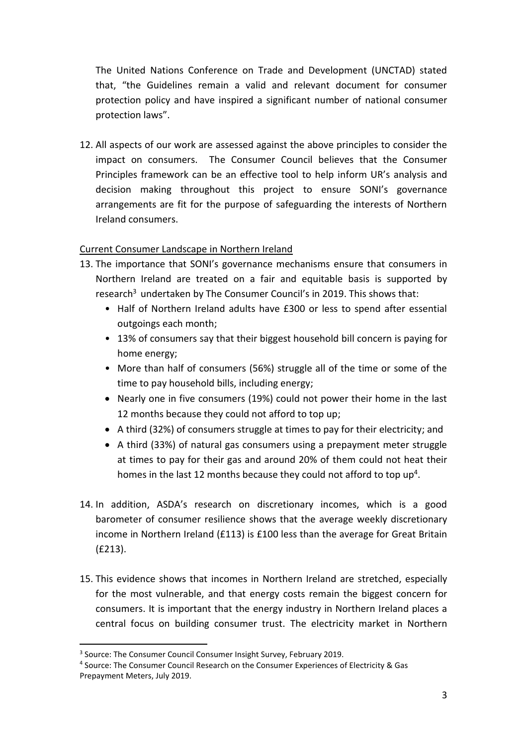The United Nations Conference on Trade and Development (UNCTAD) stated that, "the Guidelines remain a valid and relevant document for consumer protection policy and have inspired a significant number of national consumer protection laws".

12. All aspects of our work are assessed against the above principles to consider the impact on consumers. The Consumer Council believes that the Consumer Principles framework can be an effective tool to help inform UR's analysis and decision making throughout this project to ensure SONI's governance arrangements are fit for the purpose of safeguarding the interests of Northern Ireland consumers.

<u>Current Consumer Landscape in Northern Ireland</u>

13. The importance that SONI's governance mechanisms ensure that consumers in Northern Ireland are treated on a fair and equitable basis is supported by research[3] undertaken by The Consumer Council's in 2019. This shows that:
    - Half of Northern Ireland adults have £300 or less to spend after essential outgoings each month;
    - 13% of consumers say that their biggest household bill concern is paying for home energy;
    - More than half of consumers (56%) struggle all of the time or some of the time to pay household bills, including energy;
    - Nearly one in five consumers (19%) could not power their home in the last 12 months because they could not afford to top up;
    - A third (32%) of consumers struggle at times to pay for their electricity; and
    - A third (33%) of natural gas consumers using a prepayment meter struggle at times to pay for their gas and around 20% of them could not heat their homes in the last 12 months because they could not afford to top up[4].

14. In addition, ASDA's research on discretionary incomes, which is a good barometer of consumer resilience shows that the average weekly discretionary income in Northern Ireland (£113) is £100 less than the average for Great Britain (£213).

15. This evidence shows that incomes in Northern Ireland are stretched, especially for the most vulnerable, and that energy costs remain the biggest concern for consumers. It is important that the energy industry in Northern Ireland places a central focus on building consumer trust. The electricity market in Northern

---

[3] Source: The Consumer Council Consumer Insight Survey, February 2019.

[4] Source: The Consumer Council Research on the Consumer Experiences of Electricity & Gas Prepayment Meters, July 2019.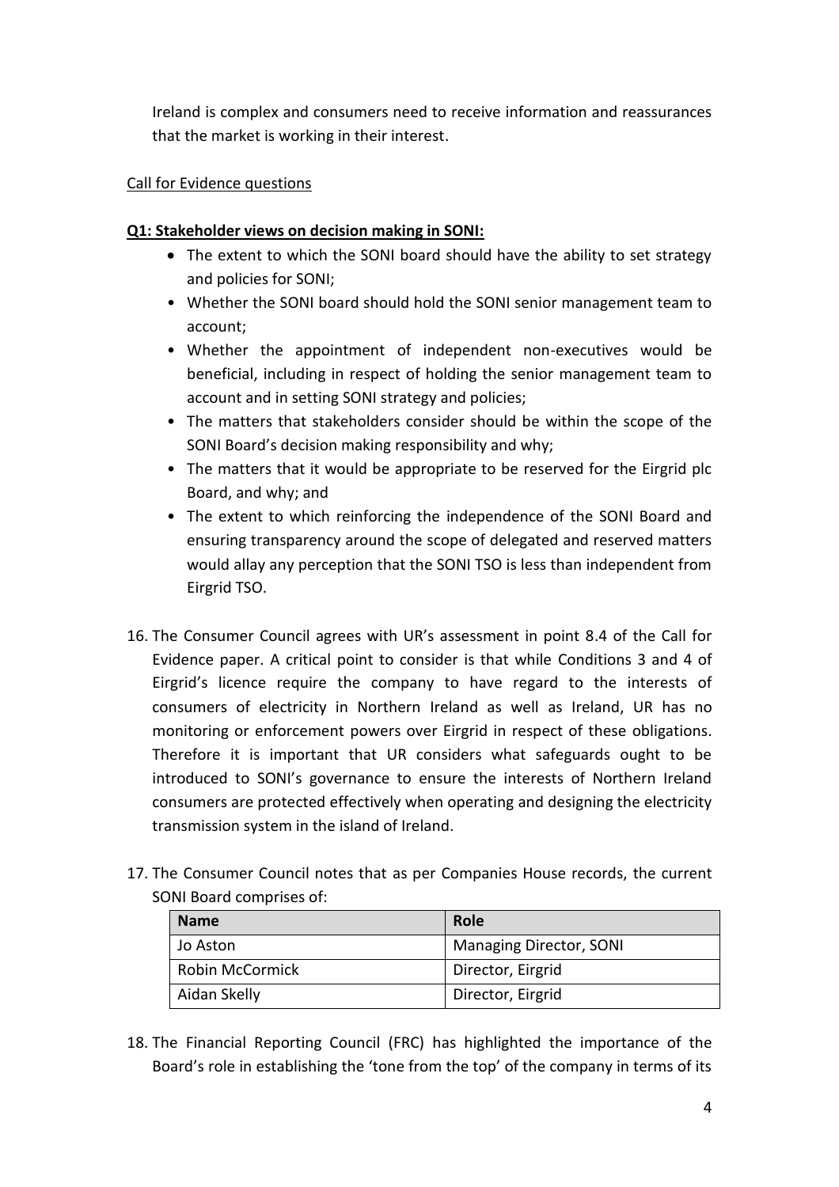Ireland is complex and consumers need to receive information and reassurances that the market is working in their interest.

Call for Evidence questions

**Q1: Stakeholder views on decision making in SONI:**

- The extent to which the SONI board should have the ability to set strategy and policies for SONI;
- Whether the SONI board should hold the SONI senior management team to account;
- Whether the appointment of independent non-executives would be beneficial, including in respect of holding the senior management team to account and in setting SONI strategy and policies;
- The matters that stakeholders consider should be within the scope of the SONI Board's decision making responsibility and why;
- The matters that it would be appropriate to be reserved for the Eirgrid plc Board, and why; and
- The extent to which reinforcing the independence of the SONI Board and ensuring transparency around the scope of delegated and reserved matters would allay any perception that the SONI TSO is less than independent from Eirgrid TSO.

16. The Consumer Council agrees with UR's assessment in point 8.4 of the Call for Evidence paper. A critical point to consider is that while Conditions 3 and 4 of Eirgrid's licence require the company to have regard to the interests of consumers of electricity in Northern Ireland as well as Ireland, UR has no monitoring or enforcement powers over Eirgrid in respect of these obligations. Therefore it is important that UR considers what safeguards ought to be introduced to SONI's governance to ensure the interests of Northern Ireland consumers are protected effectively when operating and designing the electricity transmission system in the island of Ireland.

17. The Consumer Council notes that as per Companies House records, the current SONI Board comprises of:

| Name | Role |
|---|---|
| Jo Aston | Managing Director, SONI |
| Robin McCormick | Director, Eirgrid |
| Aidan Skelly | Director, Eirgrid |

18. The Financial Reporting Council (FRC) has highlighted the importance of the Board's role in establishing the 'tone from the top' of the company in terms of its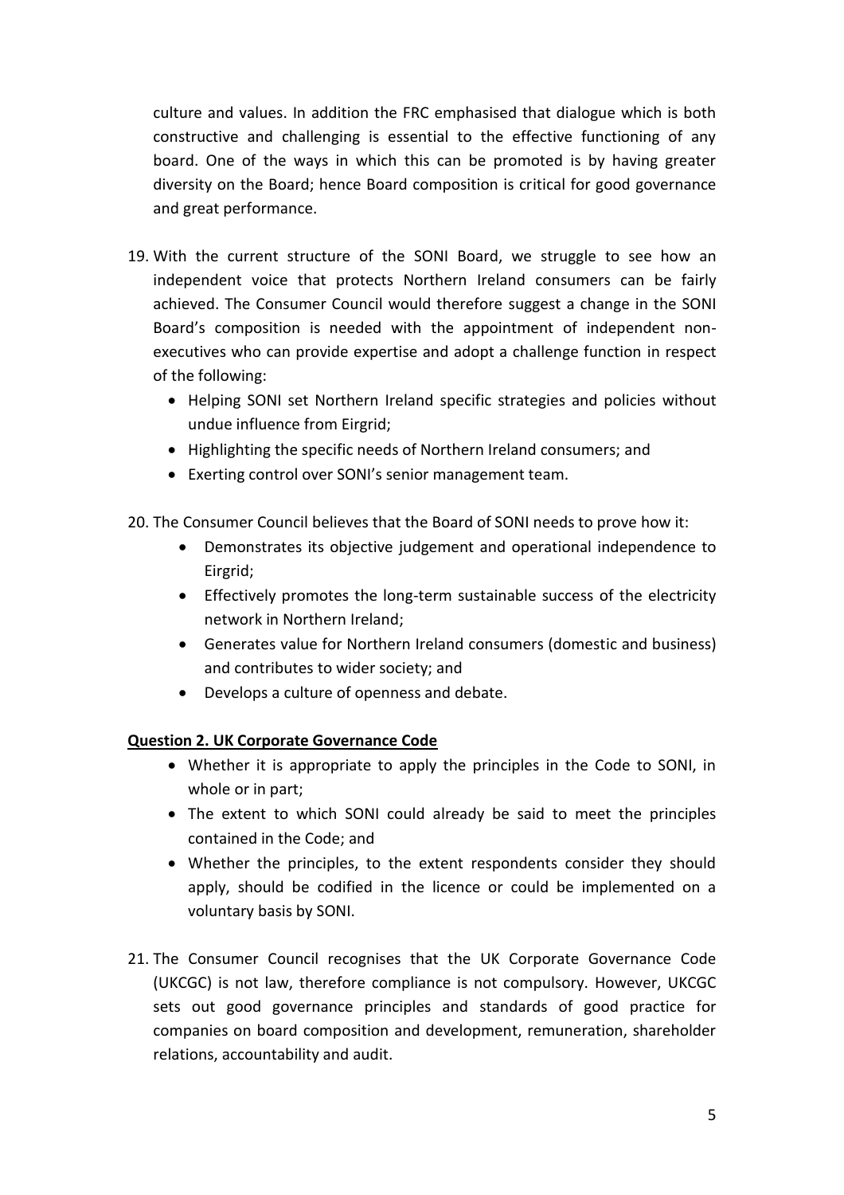culture and values. In addition the FRC emphasised that dialogue which is both constructive and challenging is essential to the effective functioning of any board. One of the ways in which this can be promoted is by having greater diversity on the Board; hence Board composition is critical for good governance and great performance.

19. With the current structure of the SONI Board, we struggle to see how an independent voice that protects Northern Ireland consumers can be fairly achieved. The Consumer Council would therefore suggest a change in the SONI Board's composition is needed with the appointment of independent non-executives who can provide expertise and adopt a challenge function in respect of the following:
    - Helping SONI set Northern Ireland specific strategies and policies without undue influence from Eirgrid;
    - Highlighting the specific needs of Northern Ireland consumers; and
    - Exerting control over SONI's senior management team.

20. The Consumer Council believes that the Board of SONI needs to prove how it:
    - Demonstrates its objective judgement and operational independence to Eirgrid;
    - Effectively promotes the long-term sustainable success of the electricity network in Northern Ireland;
    - Generates value for Northern Ireland consumers (domestic and business) and contributes to wider society; and
    - Develops a culture of openness and debate.

**Question 2. UK Corporate Governance Code**

- Whether it is appropriate to apply the principles in the Code to SONI, in whole or in part;
- The extent to which SONI could already be said to meet the principles contained in the Code; and
- Whether the principles, to the extent respondents consider they should apply, should be codified in the licence or could be implemented on a voluntary basis by SONI.

21. The Consumer Council recognises that the UK Corporate Governance Code (UKCGC) is not law, therefore compliance is not compulsory. However, UKCGC sets out good governance principles and standards of good practice for companies on board composition and development, remuneration, shareholder relations, accountability and audit.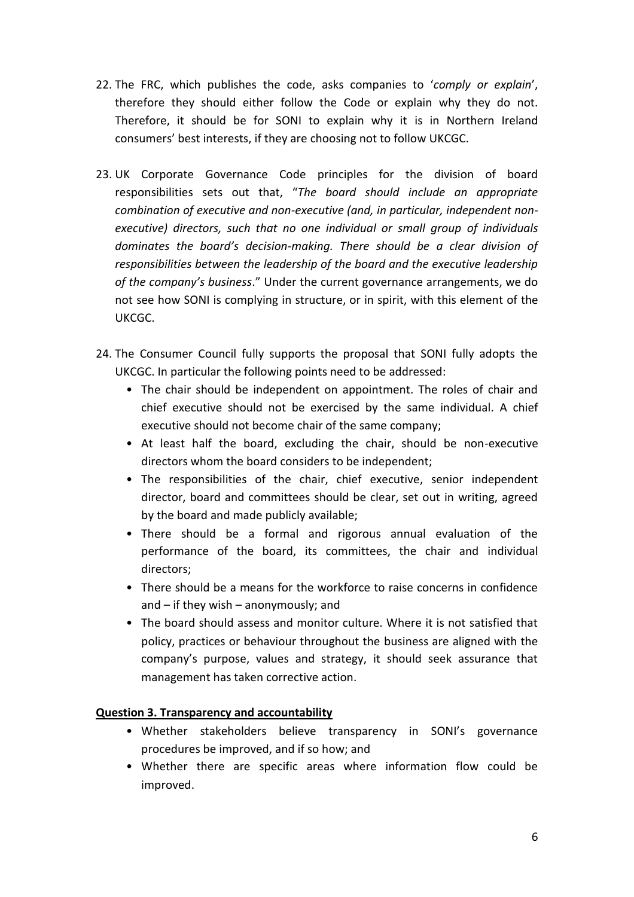22. The FRC, which publishes the code, asks companies to '*comply or explain*', therefore they should either follow the Code or explain why they do not. Therefore, it should be for SONI to explain why it is in Northern Ireland consumers' best interests, if they are choosing not to follow UKCGC.

23. UK Corporate Governance Code principles for the division of board responsibilities sets out that, "*The board should include an appropriate combination of executive and non-executive (and, in particular, independent non-executive) directors, such that no one individual or small group of individuals dominates the board's decision-making. There should be a clear division of responsibilities between the leadership of the board and the executive leadership of the company's business*." Under the current governance arrangements, we do not see how SONI is complying in structure, or in spirit, with this element of the UKCGC.

24. The Consumer Council fully supports the proposal that SONI fully adopts the UKCGC. In particular the following points need to be addressed:
    - The chair should be independent on appointment. The roles of chair and chief executive should not be exercised by the same individual. A chief executive should not become chair of the same company;
    - At least half the board, excluding the chair, should be non-executive directors whom the board considers to be independent;
    - The responsibilities of the chair, chief executive, senior independent director, board and committees should be clear, set out in writing, agreed by the board and made publicly available;
    - There should be a formal and rigorous annual evaluation of the performance of the board, its committees, the chair and individual directors;
    - There should be a means for the workforce to raise concerns in confidence and – if they wish – anonymously; and
    - The board should assess and monitor culture. Where it is not satisfied that policy, practices or behaviour throughout the business are aligned with the company's purpose, values and strategy, it should seek assurance that management has taken corrective action.

**<u>Question 3. Transparency and accountability</u>**

- Whether stakeholders believe transparency in SONI's governance procedures be improved, and if so how; and
- Whether there are specific areas where information flow could be improved.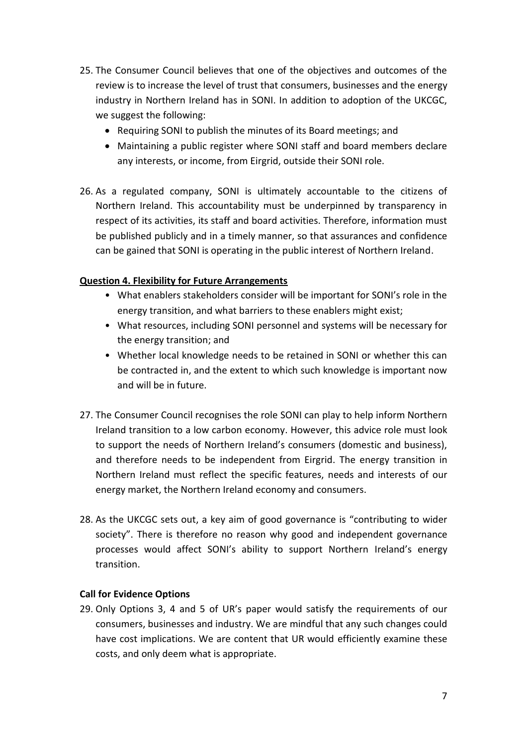25. The Consumer Council believes that one of the objectives and outcomes of the review is to increase the level of trust that consumers, businesses and the energy industry in Northern Ireland has in SONI. In addition to adoption of the UKCGC, we suggest the following:
    - Requiring SONI to publish the minutes of its Board meetings; and
    - Maintaining a public register where SONI staff and board members declare any interests, or income, from Eirgrid, outside their SONI role.

26. As a regulated company, SONI is ultimately accountable to the citizens of Northern Ireland. This accountability must be underpinned by transparency in respect of its activities, its staff and board activities. Therefore, information must be published publicly and in a timely manner, so that assurances and confidence can be gained that SONI is operating in the public interest of Northern Ireland.

**Question 4. Flexibility for Future Arrangements**

- What enablers stakeholders consider will be important for SONI's role in the energy transition, and what barriers to these enablers might exist;
- What resources, including SONI personnel and systems will be necessary for the energy transition; and
- Whether local knowledge needs to be retained in SONI or whether this can be contracted in, and the extent to which such knowledge is important now and will be in future.

27. The Consumer Council recognises the role SONI can play to help inform Northern Ireland transition to a low carbon economy. However, this advice role must look to support the needs of Northern Ireland's consumers (domestic and business), and therefore needs to be independent from Eirgrid. The energy transition in Northern Ireland must reflect the specific features, needs and interests of our energy market, the Northern Ireland economy and consumers.

28. As the UKCGC sets out, a key aim of good governance is "contributing to wider society". There is therefore no reason why good and independent governance processes would affect SONI's ability to support Northern Ireland's energy transition.

**Call for Evidence Options**

29. Only Options 3, 4 and 5 of UR's paper would satisfy the requirements of our consumers, businesses and industry. We are mindful that any such changes could have cost implications. We are content that UR would efficiently examine these costs, and only deem what is appropriate.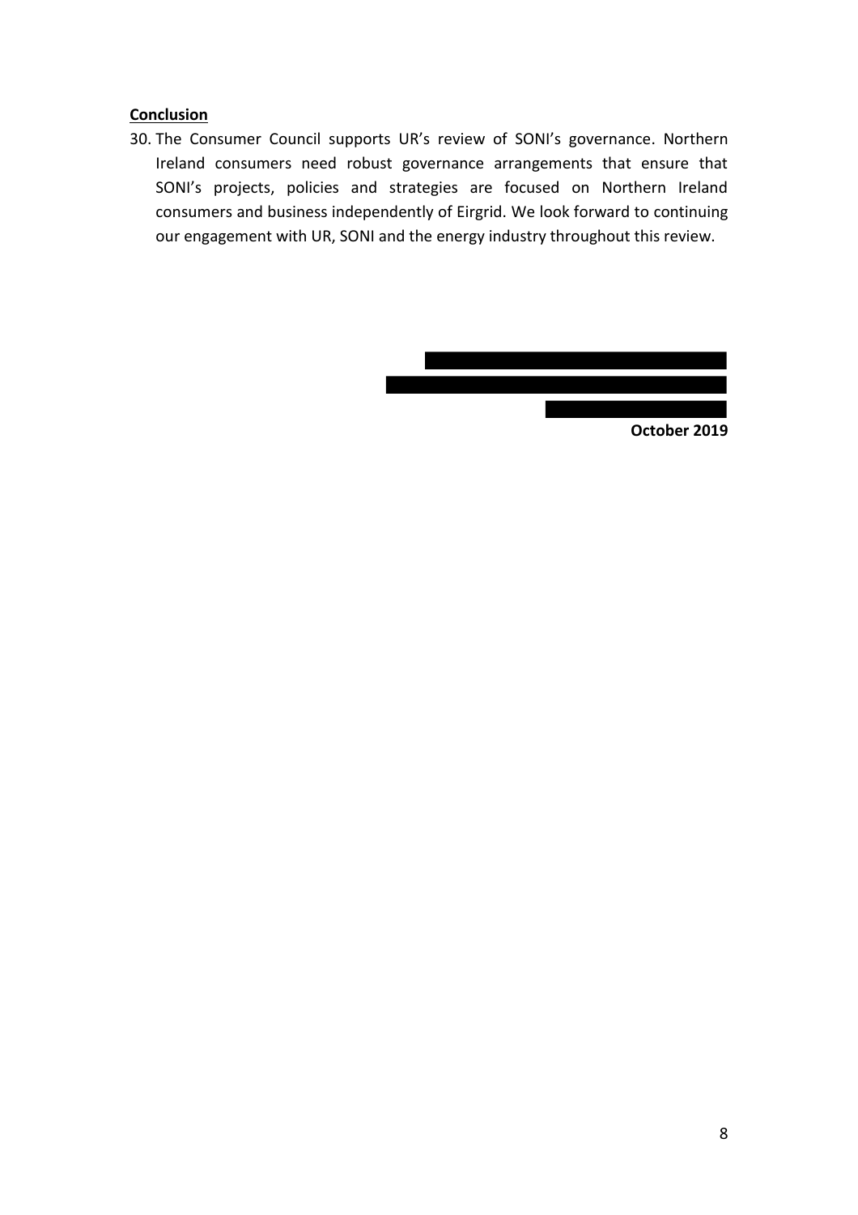**Conclusion**

30. The Consumer Council supports UR's review of SONI's governance. Northern Ireland consumers need robust governance arrangements that ensure that SONI's projects, policies and strategies are focused on Northern Ireland consumers and business independently of Eirgrid. We look forward to continuing our engagement with UR, SONI and the energy industry throughout this review.

**October 2019**